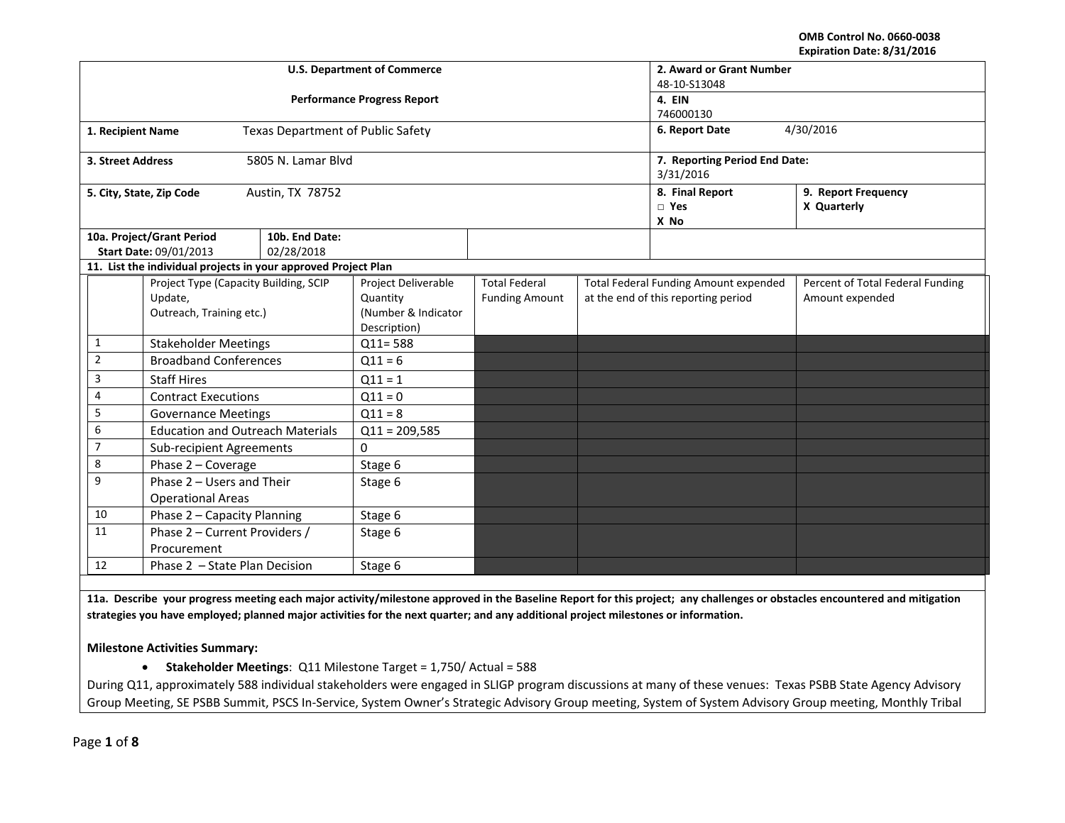OMB Control No. 0660-0038
Expiration Date: 8/31/2016

| U.S. Department of Commerce | | 2. Award or Grant Number |
|---|---|---|
| | | 48-10-S13048 |
| Performance Progress Report | | 4. EIN |
| | | 746000130 |
| **1. Recipient Name** | Texas Department of Public Safety | **6. Report Date** 4/30/2016 |
| **3. Street Address** | 5805 N. Lamar Blvd | **7. Reporting Period End Date:** 3/31/2016 |
| **5. City, State, Zip Code** | Austin, TX 78752 | **8. Final Report** □ Yes X No / **9. Report Frequency** X Quarterly |
| **10a. Project/Grant Period Start Date:** 09/01/2013 | **10b. End Date:** 02/28/2018 | |

**11. List the individual projects in your approved Project Plan**

| | Project Type (Capacity Building, SCIP Update, Outreach, Training etc.) | Project Deliverable Quantity (Number & Indicator Description) | Total Federal Funding Amount | Total Federal Funding Amount expended at the end of this reporting period | Percent of Total Federal Funding Amount expended |
|---|---|---|---|---|---|
| 1 | Stakeholder Meetings | Q11= 588 | | | |
| 2 | Broadband Conferences | Q11 = 6 | | | |
| 3 | Staff Hires | Q11 = 1 | | | |
| 4 | Contract Executions | Q11 = 0 | | | |
| 5 | Governance Meetings | Q11 = 8 | | | |
| 6 | Education and Outreach Materials | Q11 = 209,585 | | | |
| 7 | Sub-recipient Agreements | 0 | | | |
| 8 | Phase 2 – Coverage | Stage 6 | | | |
| 9 | Phase 2 – Users and Their Operational Areas | Stage 6 | | | |
| 10 | Phase 2 – Capacity Planning | Stage 6 | | | |
| 11 | Phase 2 – Current Providers / Procurement | Stage 6 | | | |
| 12 | Phase 2 – State Plan Decision | Stage 6 | | | |

**11a. Describe your progress meeting each major activity/milestone approved in the Baseline Report for this project; any challenges or obstacles encountered and mitigation strategies you have employed; planned major activities for the next quarter; and any additional project milestones or information.**

**Milestone Activities Summary:**

- **Stakeholder Meetings**: Q11 Milestone Target = 1,750/ Actual = 588

During Q11, approximately 588 individual stakeholders were engaged in SLIGP program discussions at many of these venues: Texas PSBB State Agency Advisory Group Meeting, SE PSBB Summit, PSCS In-Service, System Owner's Strategic Advisory Group meeting, System of System Advisory Group meeting, Monthly Tribal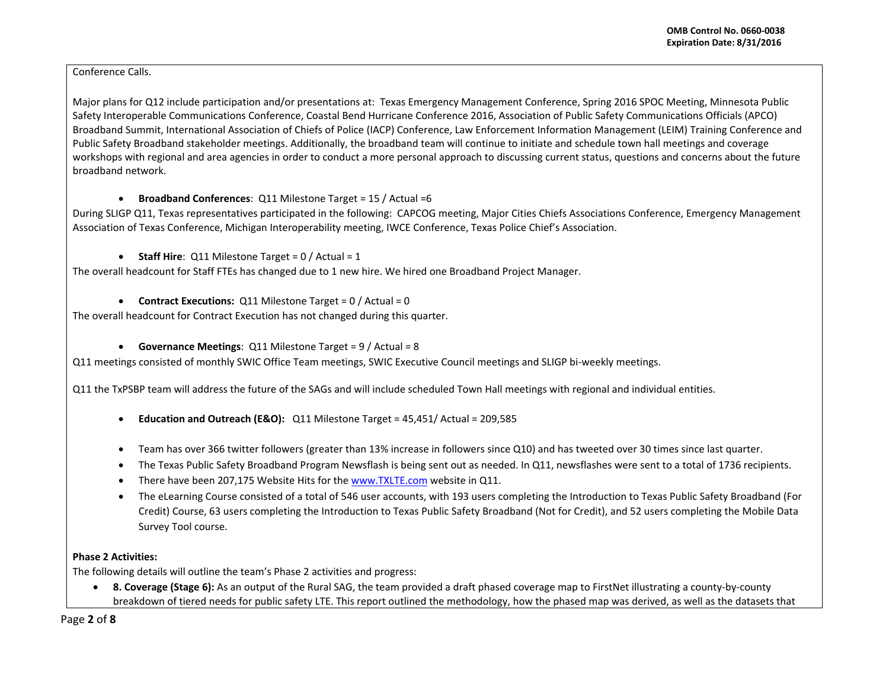Conference Calls.

Major plans for Q12 include participation and/or presentations at: Texas Emergency Management Conference, Spring 2016 SPOC Meeting, Minnesota Public Safety Interoperable Communications Conference, Coastal Bend Hurricane Conference 2016, Association of Public Safety Communications Officials (APCO) Broadband Summit, International Association of Chiefs of Police (IACP) Conference, Law Enforcement Information Management (LEIM) Training Conference and Public Safety Broadband stakeholder meetings. Additionally, the broadband team will continue to initiate and schedule town hall meetings and coverage workshops with regional and area agencies in order to conduct a more personal approach to discussing current status, questions and concerns about the future broadband network.

- **Broadband Conferences**: Q11 Milestone Target = 15 / Actual =6

During SLIGP Q11, Texas representatives participated in the following: CAPCOG meeting, Major Cities Chiefs Associations Conference, Emergency Management Association of Texas Conference, Michigan Interoperability meeting, IWCE Conference, Texas Police Chief's Association.

- **Staff Hire**: Q11 Milestone Target = 0 / Actual = 1

The overall headcount for Staff FTEs has changed due to 1 new hire. We hired one Broadband Project Manager.

- **Contract Executions:** Q11 Milestone Target = 0 / Actual = 0

The overall headcount for Contract Execution has not changed during this quarter.

- **Governance Meetings**: Q11 Milestone Target = 9 / Actual = 8

Q11 meetings consisted of monthly SWIC Office Team meetings, SWIC Executive Council meetings and SLIGP bi-weekly meetings.

Q11 the TxPSBP team will address the future of the SAGs and will include scheduled Town Hall meetings with regional and individual entities.

- **Education and Outreach (E&O):** Q11 Milestone Target = 45,451/ Actual = 209,585

- Team has over 366 twitter followers (greater than 13% increase in followers since Q10) and has tweeted over 30 times since last quarter.
- The Texas Public Safety Broadband Program Newsflash is being sent out as needed. In Q11, newsflashes were sent to a total of 1736 recipients.
- There have been 207,175 Website Hits for the www.TXLTE.com website in Q11.
- The eLearning Course consisted of a total of 546 user accounts, with 193 users completing the Introduction to Texas Public Safety Broadband (For Credit) Course, 63 users completing the Introduction to Texas Public Safety Broadband (Not for Credit), and 52 users completing the Mobile Data Survey Tool course.

**Phase 2 Activities:**

The following details will outline the team's Phase 2 activities and progress:

- **8. Coverage (Stage 6):** As an output of the Rural SAG, the team provided a draft phased coverage map to FirstNet illustrating a county-by-county breakdown of tiered needs for public safety LTE. This report outlined the methodology, how the phased map was derived, as well as the datasets that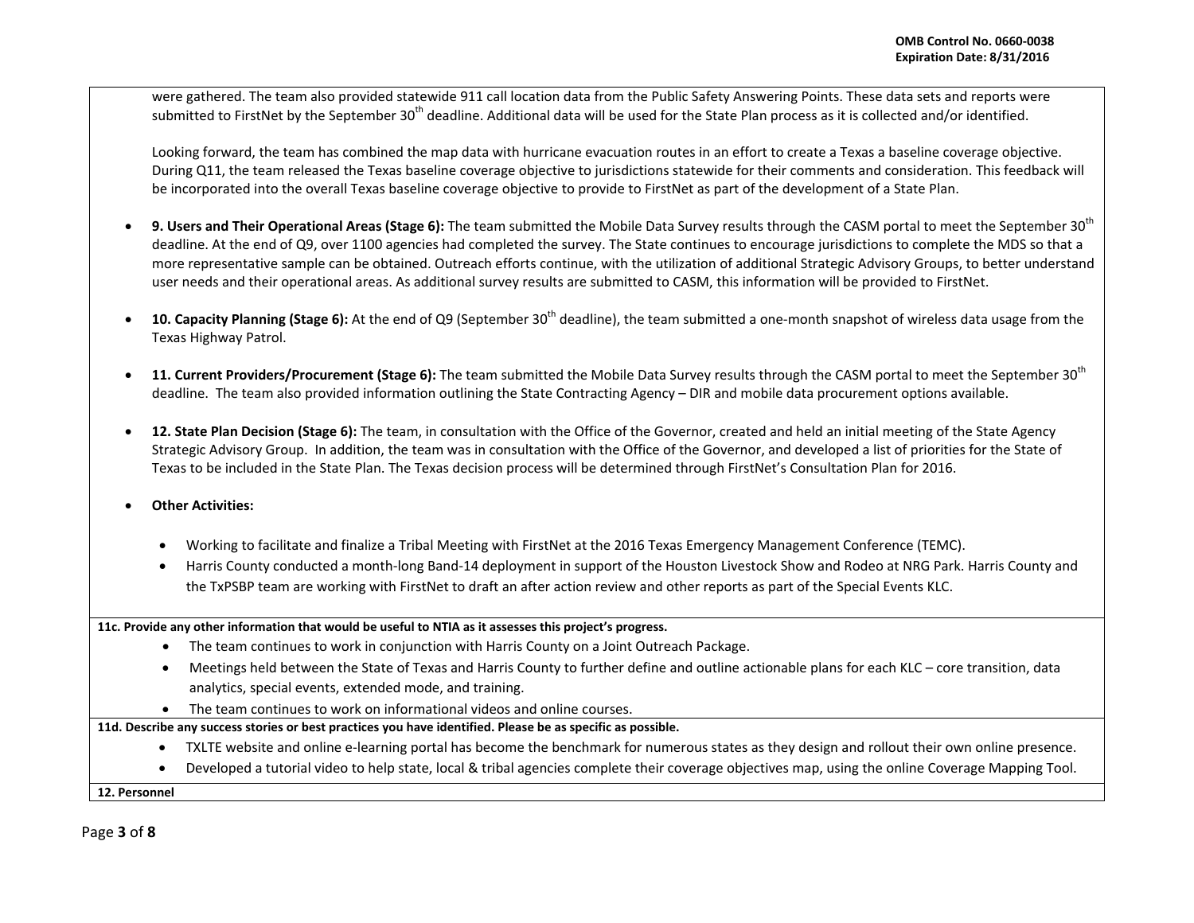were gathered. The team also provided statewide 911 call location data from the Public Safety Answering Points. These data sets and reports were submitted to FirstNet by the September 30th deadline. Additional data will be used for the State Plan process as it is collected and/or identified.

Looking forward, the team has combined the map data with hurricane evacuation routes in an effort to create a Texas a baseline coverage objective. During Q11, the team released the Texas baseline coverage objective to jurisdictions statewide for their comments and consideration. This feedback will be incorporated into the overall Texas baseline coverage objective to provide to FirstNet as part of the development of a State Plan.

- **9. Users and Their Operational Areas (Stage 6):** The team submitted the Mobile Data Survey results through the CASM portal to meet the September 30th deadline. At the end of Q9, over 1100 agencies had completed the survey. The State continues to encourage jurisdictions to complete the MDS so that a more representative sample can be obtained. Outreach efforts continue, with the utilization of additional Strategic Advisory Groups, to better understand user needs and their operational areas. As additional survey results are submitted to CASM, this information will be provided to FirstNet.

- **10. Capacity Planning (Stage 6):** At the end of Q9 (September 30th deadline), the team submitted a one-month snapshot of wireless data usage from the Texas Highway Patrol.

- **11. Current Providers/Procurement (Stage 6):** The team submitted the Mobile Data Survey results through the CASM portal to meet the September 30th deadline. The team also provided information outlining the State Contracting Agency – DIR and mobile data procurement options available.

- **12. State Plan Decision (Stage 6):** The team, in consultation with the Office of the Governor, created and held an initial meeting of the State Agency Strategic Advisory Group. In addition, the team was in consultation with the Office of the Governor, and developed a list of priorities for the State of Texas to be included in the State Plan. The Texas decision process will be determined through FirstNet's Consultation Plan for 2016.

- **Other Activities:**

  - Working to facilitate and finalize a Tribal Meeting with FirstNet at the 2016 Texas Emergency Management Conference (TEMC).
  - Harris County conducted a month-long Band-14 deployment in support of the Houston Livestock Show and Rodeo at NRG Park. Harris County and the TxPSBP team are working with FirstNet to draft an after action review and other reports as part of the Special Events KLC.

**11c. Provide any other information that would be useful to NTIA as it assesses this project's progress.**

- The team continues to work in conjunction with Harris County on a Joint Outreach Package.
- Meetings held between the State of Texas and Harris County to further define and outline actionable plans for each KLC – core transition, data analytics, special events, extended mode, and training.
- The team continues to work on informational videos and online courses.

**11d. Describe any success stories or best practices you have identified. Please be as specific as possible.**

- TXLTE website and online e-learning portal has become the benchmark for numerous states as they design and rollout their own online presence.
- Developed a tutorial video to help state, local & tribal agencies complete their coverage objectives map, using the online Coverage Mapping Tool.

**12. Personnel**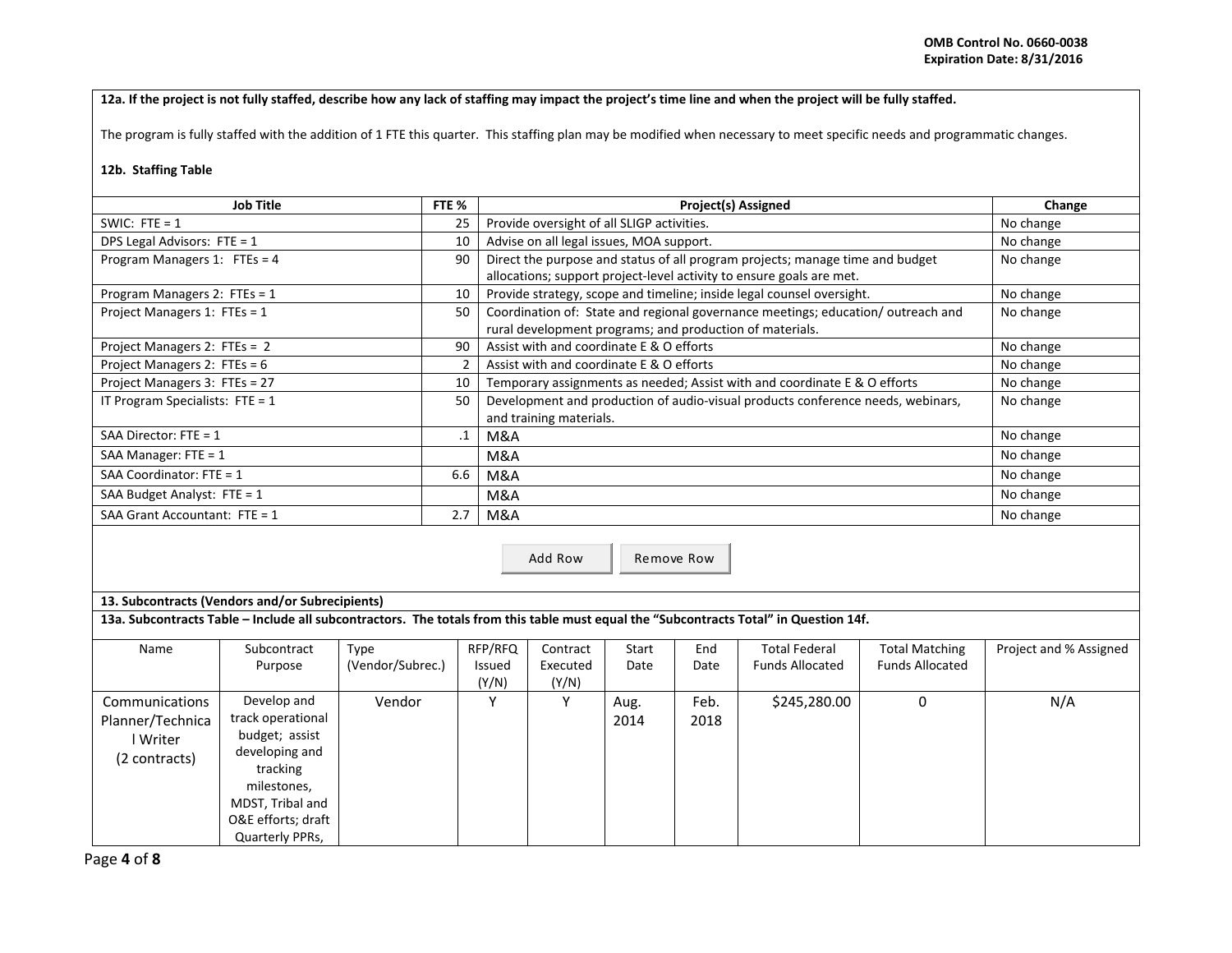**12a. If the project is not fully staffed, describe how any lack of staffing may impact the project's time line and when the project will be fully staffed.**

The program is fully staffed with the addition of 1 FTE this quarter. This staffing plan may be modified when necessary to meet specific needs and programmatic changes.

**12b. Staffing Table**

| Job Title | FTE % | Project(s) Assigned | Change |
|---|---|---|---|
| SWIC: FTE = 1 | 25 | Provide oversight of all SLIGP activities. | No change |
| DPS Legal Advisors: FTE = 1 | 10 | Advise on all legal issues, MOA support. | No change |
| Program Managers 1: FTEs = 4 | 90 | Direct the purpose and status of all program projects; manage time and budget allocations; support project-level activity to ensure goals are met. | No change |
| Program Managers 2: FTEs = 1 | 10 | Provide strategy, scope and timeline; inside legal counsel oversight. | No change |
| Project Managers 1: FTEs = 1 | 50 | Coordination of: State and regional governance meetings; education/ outreach and rural development programs; and production of materials. | No change |
| Project Managers 2: FTEs = 2 | 90 | Assist with and coordinate E & O efforts | No change |
| Project Managers 2: FTEs = 6 | 2 | Assist with and coordinate E & O efforts | No change |
| Project Managers 3: FTEs = 27 | 10 | Temporary assignments as needed; Assist with and coordinate E & O efforts | No change |
| IT Program Specialists: FTE = 1 | 50 | Development and production of audio-visual products conference needs, webinars, and training materials. | No change |
| SAA Director: FTE = 1 | .1 | M&A | No change |
| SAA Manager: FTE = 1 | | M&A | No change |
| SAA Coordinator: FTE = 1 | 6.6 | M&A | No change |
| SAA Budget Analyst: FTE = 1 | | M&A | No change |
| SAA Grant Accountant: FTE = 1 | 2.7 | M&A | No change |

**13. Subcontracts (Vendors and/or Subrecipients)**

**13a. Subcontracts Table – Include all subcontractors. The totals from this table must equal the "Subcontracts Total" in Question 14f.**

| Name | Subcontract Purpose | Type (Vendor/Subrec.) | RFP/RFQ Issued (Y/N) | Contract Executed (Y/N) | Start Date | End Date | Total Federal Funds Allocated | Total Matching Funds Allocated | Project and % Assigned |
|---|---|---|---|---|---|---|---|---|---|
| Communications Planner/Technical Writer (2 contracts) | Develop and track operational budget; assist developing and tracking milestones, MDST, Tribal and O&E efforts; draft Quarterly PPRs, | Vendor | Y | Y | Aug. 2014 | Feb. 2018 | $245,280.00 | 0 | N/A |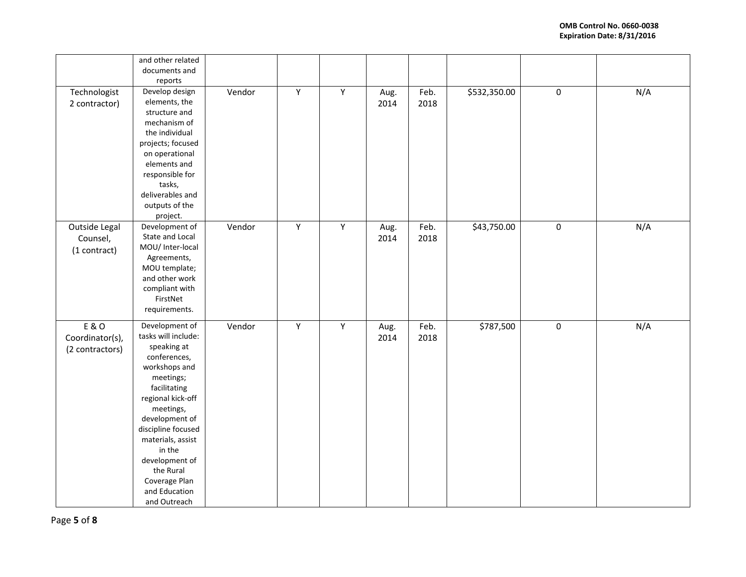| | | | | | | | | | |
|---|---|---|---|---|---|---|---|---|---|
| | and other related documents and reports | | | | | | | | |
| Technologist 2 contractor) | Develop design elements, the structure and mechanism of the individual projects; focused on operational elements and responsible for tasks, deliverables and outputs of the project. | Vendor | Y | Y | Aug. 2014 | Feb. 2018 | $532,350.00 | 0 | N/A |
| Outside Legal Counsel, (1 contract) | Development of State and Local MOU/ Inter-local Agreements, MOU template; and other work compliant with FirstNet requirements. | Vendor | Y | Y | Aug. 2014 | Feb. 2018 | $43,750.00 | 0 | N/A |
| E & O Coordinator(s), (2 contractors) | Development of tasks will include: speaking at conferences, workshops and meetings; facilitating regional kick-off meetings, development of discipline focused materials, assist in the development of the Rural Coverage Plan and Education and Outreach | Vendor | Y | Y | Aug. 2014 | Feb. 2018 | $787,500 | 0 | N/A |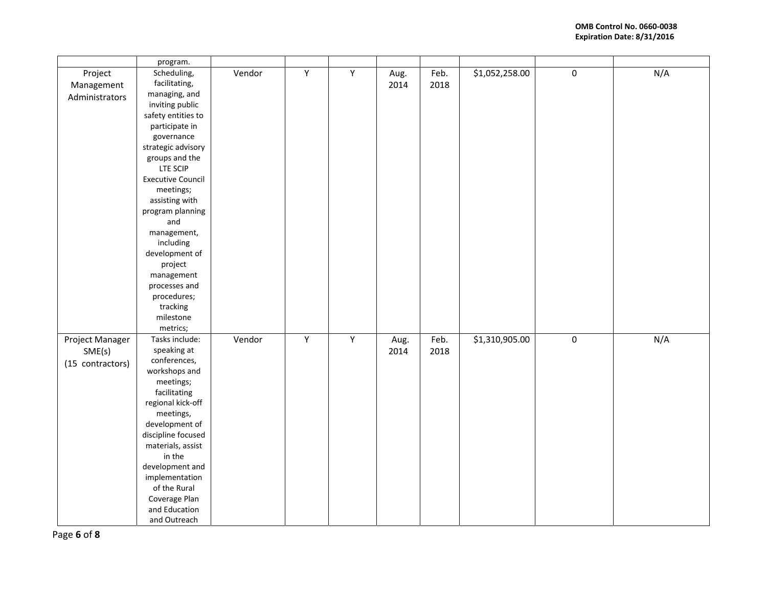OMB Control No. 0660-0038
Expiration Date: 8/31/2016

| | | | | | | | | | |
|---|---|---|---|---|---|---|---|---|---|
| | program. | | | | | | | | |
| Project Management Administrators | Scheduling, facilitating, managing, and inviting public safety entities to participate in governance strategic advisory groups and the LTE SCIP Executive Council meetings; assisting with program planning and management, including development of project management processes and procedures; tracking milestone metrics; | Vendor | Y | Y | Aug. 2014 | Feb. 2018 | $1,052,258.00 | 0 | N/A |
| Project Manager SME(s) (15 contractors) | Tasks include: speaking at conferences, workshops and meetings; facilitating regional kick-off meetings, development of discipline focused materials, assist in the development and implementation of the Rural Coverage Plan and Education and Outreach | Vendor | Y | Y | Aug. 2014 | Feb. 2018 | $1,310,905.00 | 0 | N/A |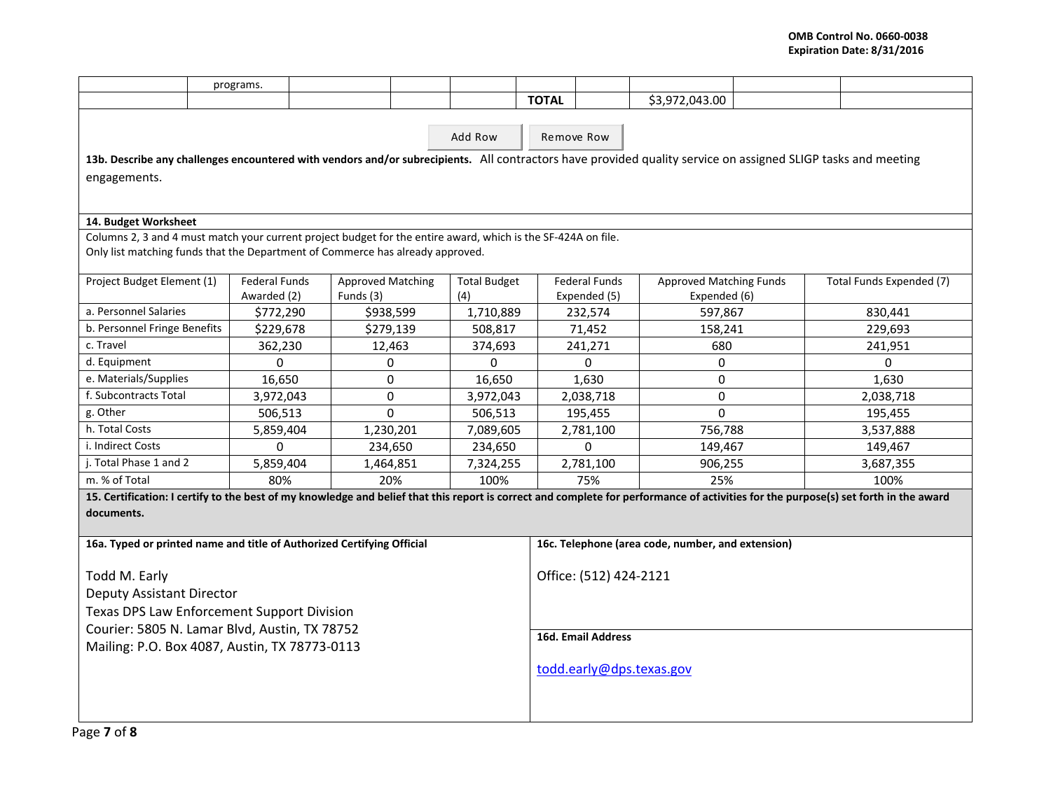| | programs. | | | | | | | | |
|---|---|---|---|---|---|---|---|---|---|
| | | | | | **TOTAL** | | $3,972,043.00 | | |

Add Row | Remove Row

**13b. Describe any challenges encountered with vendors and/or subrecipients.** All contractors have provided quality service on assigned SLIGP tasks and meeting engagements.

**14. Budget Worksheet**

Columns 2, 3 and 4 must match your current project budget for the entire award, which is the SF-424A on file.
Only list matching funds that the Department of Commerce has already approved.

| Project Budget Element (1) | Federal Funds Awarded (2) | Approved Matching Funds (3) | Total Budget (4) | Federal Funds Expended (5) | Approved Matching Funds Expended (6) | Total Funds Expended (7) |
|---|---|---|---|---|---|---|
| a. Personnel Salaries | $772,290 | $938,599 | 1,710,889 | 232,574 | 597,867 | 830,441 |
| b. Personnel Fringe Benefits | $229,678 | $279,139 | 508,817 | 71,452 | 158,241 | 229,693 |
| c. Travel | 362,230 | 12,463 | 374,693 | 241,271 | 680 | 241,951 |
| d. Equipment | 0 | 0 | 0 | 0 | 0 | 0 |
| e. Materials/Supplies | 16,650 | 0 | 16,650 | 1,630 | 0 | 1,630 |
| f. Subcontracts Total | 3,972,043 | 0 | 3,972,043 | 2,038,718 | 0 | 2,038,718 |
| g. Other | 506,513 | 0 | 506,513 | 195,455 | 0 | 195,455 |
| h. Total Costs | 5,859,404 | 1,230,201 | 7,089,605 | 2,781,100 | 756,788 | 3,537,888 |
| i. Indirect Costs | 0 | 234,650 | 234,650 | 0 | 149,467 | 149,467 |
| j. Total Phase 1 and 2 | 5,859,404 | 1,464,851 | 7,324,255 | 2,781,100 | 906,255 | 3,687,355 |
| m. % of Total | 80% | 20% | 100% | 75% | 25% | 100% |

**15. Certification: I certify to the best of my knowledge and belief that this report is correct and complete for performance of activities for the purpose(s) set forth in the award documents.**

**16a. Typed or printed name and title of Authorized Certifying Official**

Todd M. Early
Deputy Assistant Director
Texas DPS Law Enforcement Support Division
Courier: 5805 N. Lamar Blvd, Austin, TX 78752
Mailing: P.O. Box 4087, Austin, TX 78773-0113

**16c. Telephone (area code, number, and extension)**

Office: (512) 424-2121

**16d. Email Address**

todd.early@dps.texas.gov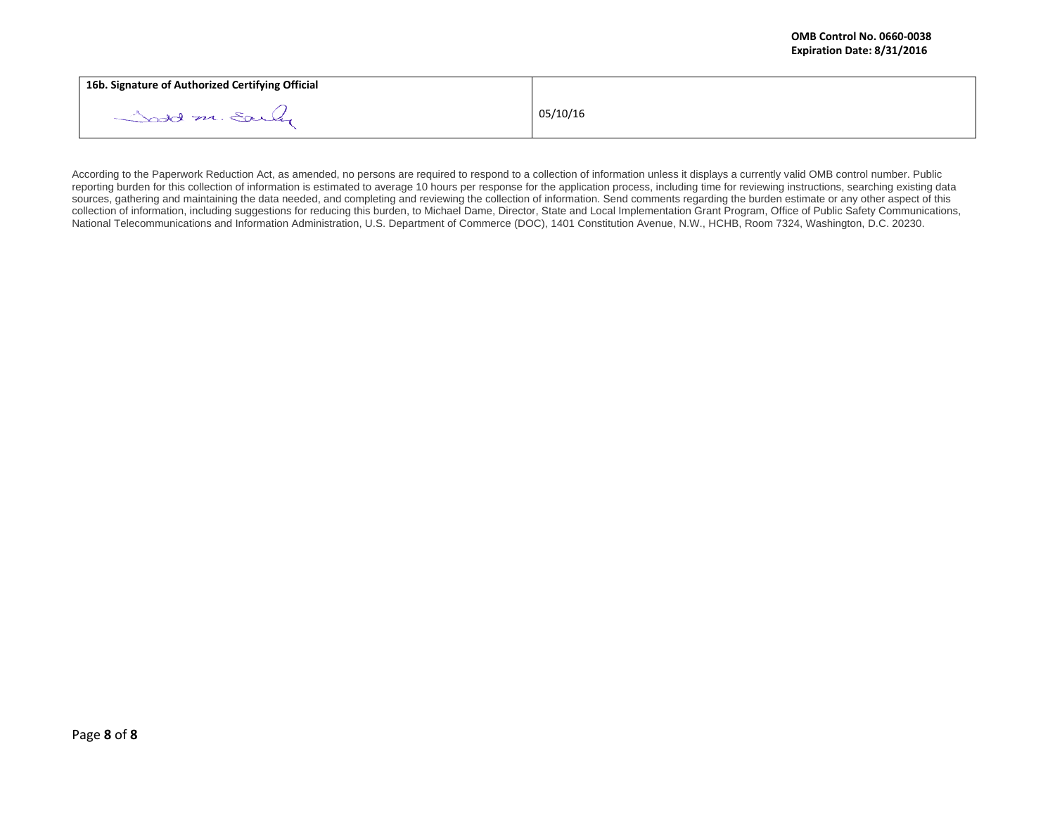**OMB Control No. 0660-0038**
**Expiration Date: 8/31/2016**

| **16b. Signature of Authorized Certifying Official** | |
| --- | --- |
| | 05/10/16 |

According to the Paperwork Reduction Act, as amended, no persons are required to respond to a collection of information unless it displays a currently valid OMB control number. Public reporting burden for this collection of information is estimated to average 10 hours per response for the application process, including time for reviewing instructions, searching existing data sources, gathering and maintaining the data needed, and completing and reviewing the collection of information. Send comments regarding the burden estimate or any other aspect of this collection of information, including suggestions for reducing this burden, to Michael Dame, Director, State and Local Implementation Grant Program, Office of Public Safety Communications, National Telecommunications and Information Administration, U.S. Department of Commerce (DOC), 1401 Constitution Avenue, N.W., HCHB, Room 7324, Washington, D.C. 20230.